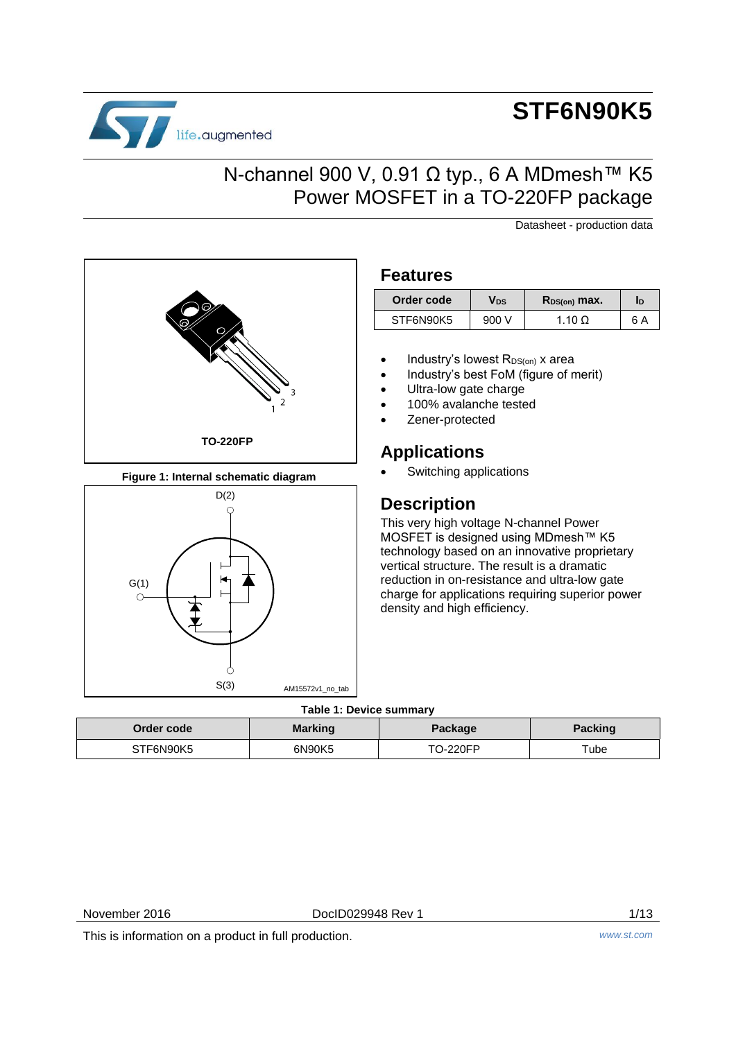# STF6N90K5

## N-channel 900 V, 0.91 Ω typ., 6 A MDmesh™ K5 Power MOSFET in a TO-220FP package

Datasheet - production data

TO-220FP

**Figure 1: Internal schematic diagram**

## Features

| Order code | $V_{DS}$ | $R_{DS(on)}$ max. | $I_D$ |
|---|---|---|---|
| STF6N90K5 | 900 V | 1.10 Ω | 6 A |

- Industry's lowest $R_{DS(on)}$ x area
- Industry's best FoM (figure of merit)
- Ultra-low gate charge
- 100% avalanche tested
- Zener-protected

## Applications

- Switching applications

## Description

This very high voltage N-channel Power MOSFET is designed using MDmesh™ K5 technology based on an innovative proprietary vertical structure. The result is a dramatic reduction in on-resistance and ultra-low gate charge for applications requiring superior power density and high efficiency.

**Table 1: Device summary**

| Order code | Marking | Package | Packing |
|---|---|---|---|
| STF6N90K5 | 6N90K5 | TO-220FP | Tube |

November 2016 DocID029948 Rev 1

This is information on a product in full production.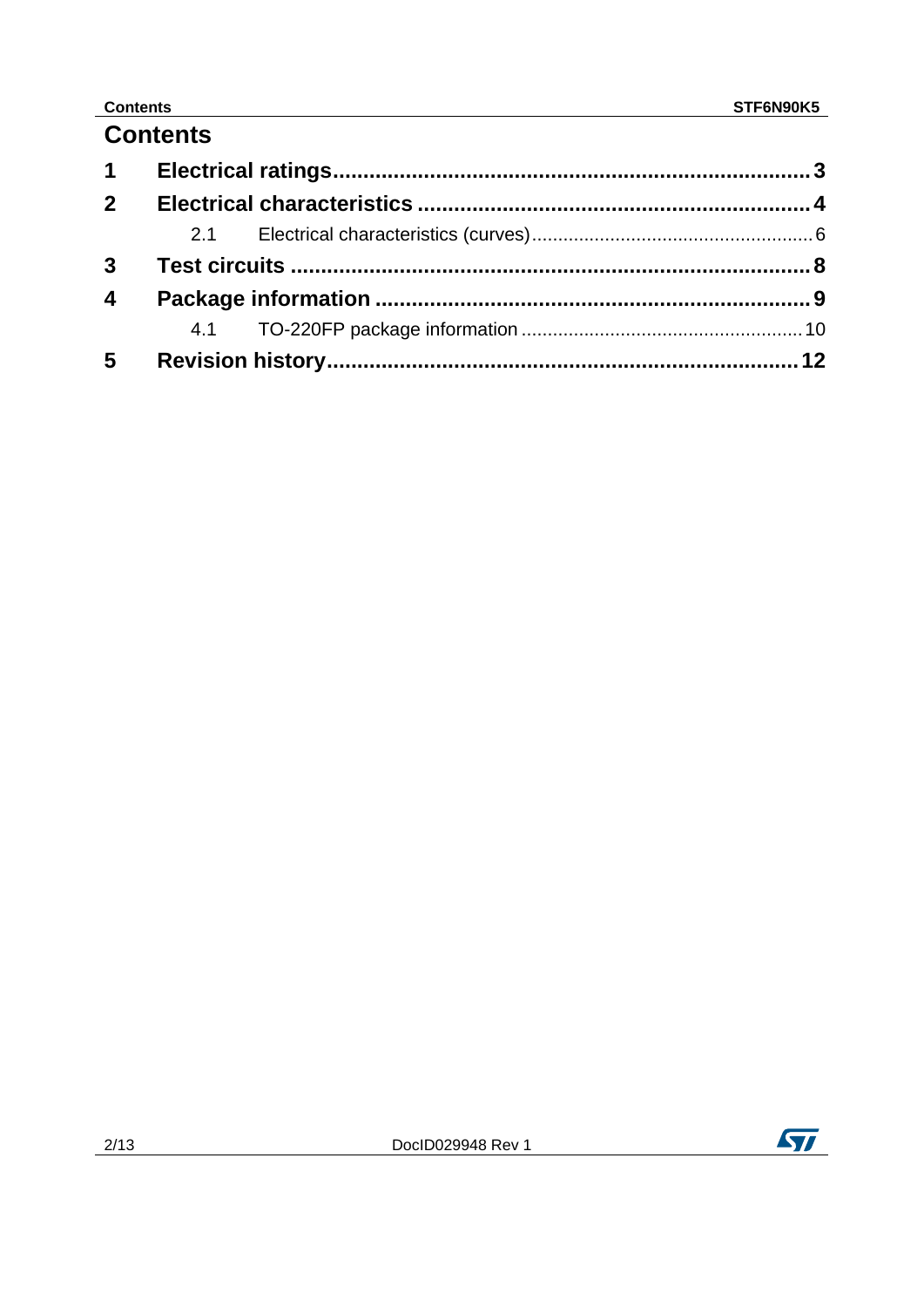# Contents

| | | |
|---|---|---|
| **1** | **Electrical ratings** | **3** |
| **2** | **Electrical characteristics** | **4** |
| | 2.1 Electrical characteristics (curves) | 6 |
| **3** | **Test circuits** | **8** |
| **4** | **Package information** | **9** |
| | 4.1 TO-220FP package information | 10 |
| **5** | **Revision history** | **12** |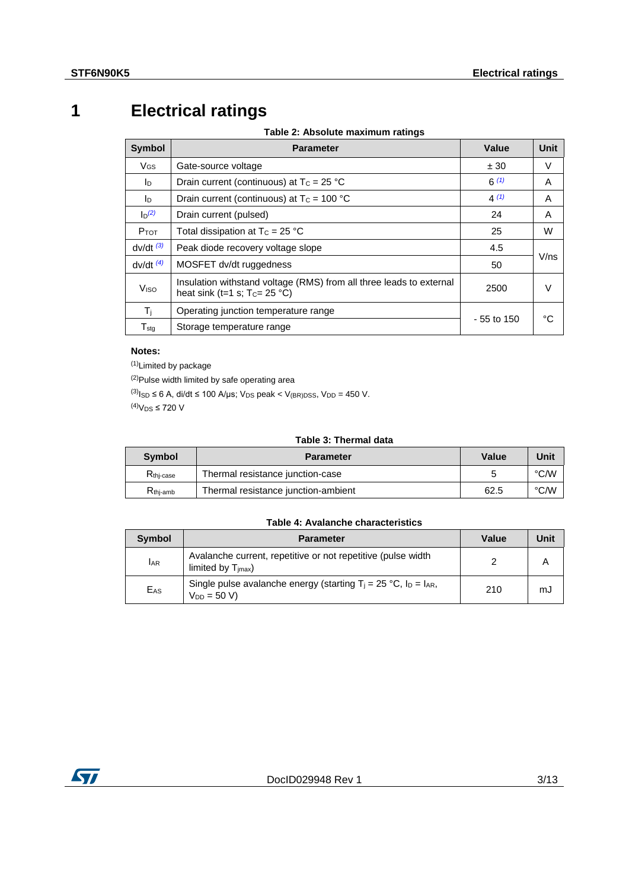# 1 Electrical ratings

**Table 2: Absolute maximum ratings**

| Symbol | Parameter | Value | Unit |
|---|---|---|---|
| $V_{GS}$ | Gate-source voltage | ± 30 | V |
| $I_D$ | Drain current (continuous) at $T_C$ = 25 °C | 6 (1) | A |
| $I_D$ | Drain current (continuous) at $T_C$ = 100 °C | 4 (1) | A |
| $I_D$ (2) | Drain current (pulsed) | 24 | A |
| $P_{TOT}$ | Total dissipation at $T_C$ = 25 °C | 25 | W |
| dv/dt (3) | Peak diode recovery voltage slope | 4.5 | V/ns |
| dv/dt (4) | MOSFET dv/dt ruggedness | 50 | V/ns |
| $V_{ISO}$ | Insulation withstand voltage (RMS) from all three leads to external heat sink (t=1 s; $T_C$= 25 °C) | 2500 | V |
| $T_j$ | Operating junction temperature range | - 55 to 150 | °C |
| $T_{stg}$ | Storage temperature range | - 55 to 150 | °C |

**Notes:**

(1)Limited by package

(2)Pulse width limited by safe operating area

(3)$I_{SD}$ ≤ 6 A, di/dt ≤ 100 A/µs; $V_{DS}$ peak < $V_{(BR)DSS}$, $V_{DD}$ = 450 V.

(4)$V_{DS}$ ≤ 720 V

**Table 3: Thermal data**

| Symbol | Parameter | Value | Unit |
|---|---|---|---|
| $R_{thj-case}$ | Thermal resistance junction-case | 5 | °C/W |
| $R_{thj-amb}$ | Thermal resistance junction-ambient | 62.5 | °C/W |

**Table 4: Avalanche characteristics**

| Symbol | Parameter | Value | Unit |
|---|---|---|---|
| $I_{AR}$ | Avalanche current, repetitive or not repetitive (pulse width limited by $T_{jmax}$) | 2 | A |
| $E_{AS}$ | Single pulse avalanche energy (starting $T_j$ = 25 °C, $I_D$ = $I_{AR}$, $V_{DD}$ = 50 V) | 210 | mJ |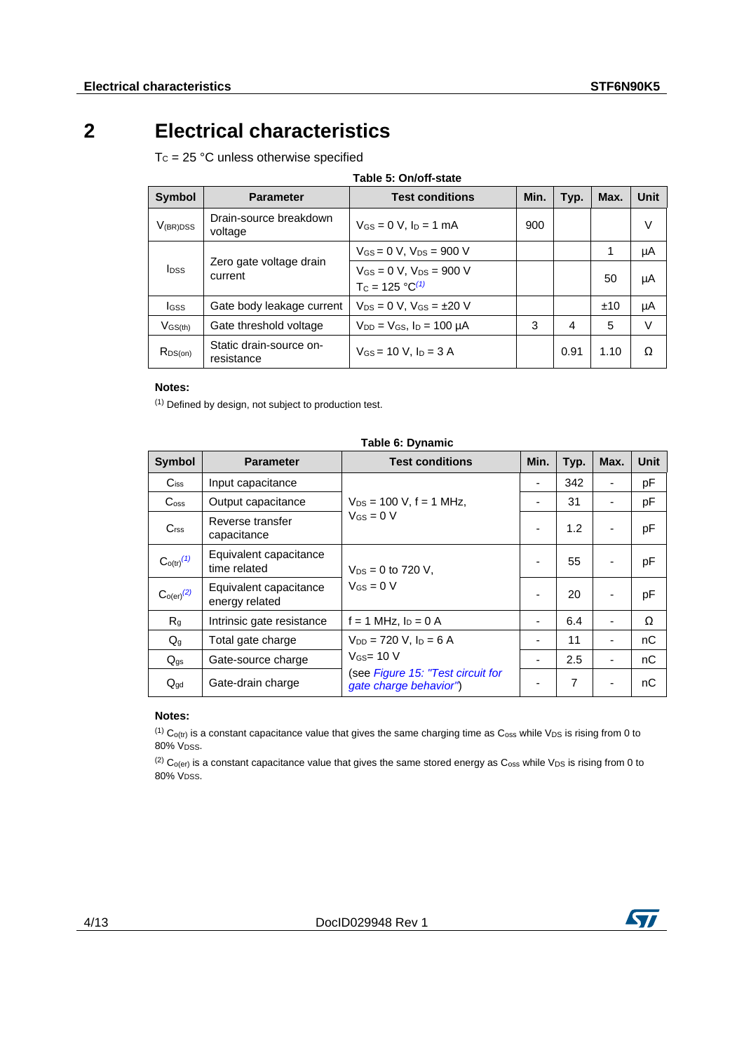# 2 Electrical characteristics

$T_C$ = 25 °C unless otherwise specified

**Table 5: On/off-state**

| Symbol | Parameter | Test conditions | Min. | Typ. | Max. | Unit |
|---|---|---|---|---|---|---|
| $V_{(BR)DSS}$ | Drain-source breakdown voltage | $V_{GS}$ = 0 V, $I_D$ = 1 mA | 900 | | | V |
| $I_{DSS}$ | Zero gate voltage drain current | $V_{GS}$ = 0 V, $V_{DS}$ = 900 V | | | 1 | µA |
| | | $V_{GS}$ = 0 V, $V_{DS}$ = 900 V $T_C$ = 125 °C(1) | | | 50 | µA |
| $I_{GSS}$ | Gate body leakage current | $V_{DS}$ = 0 V, $V_{GS}$ = ±20 V | | | ±10 | µA |
| $V_{GS(th)}$ | Gate threshold voltage | $V_{DD}$ = $V_{GS}$, $I_D$ = 100 µA | 3 | 4 | 5 | V |
| $R_{DS(on)}$ | Static drain-source on-resistance | $V_{GS}$ = 10 V, $I_D$ = 3 A | | 0.91 | 1.10 | Ω |

**Notes:**

(1) Defined by design, not subject to production test.

**Table 6: Dynamic**

| Symbol | Parameter | Test conditions | Min. | Typ. | Max. | Unit |
|---|---|---|---|---|---|---|
| $C_{iss}$ | Input capacitance | $V_{DS}$ = 100 V, f = 1 MHz, $V_{GS}$ = 0 V | - | 342 | - | pF |
| $C_{oss}$ | Output capacitance | | - | 31 | - | pF |
| $C_{rss}$ | Reverse transfer capacitance | | - | 1.2 | - | pF |
| $C_{o(tr)}$(1) | Equivalent capacitance time related | $V_{DS}$ = 0 to 720 V, $V_{GS}$ = 0 V | - | 55 | - | pF |
| $C_{o(er)}$(2) | Equivalent capacitance energy related | | - | 20 | - | pF |
| $R_g$ | Intrinsic gate resistance | f = 1 MHz, $I_D$ = 0 A | - | 6.4 | - | Ω |
| $Q_g$ | Total gate charge | $V_{DD}$ = 720 V, $I_D$ = 6 A $V_{GS}$= 10 V (see *Figure 15: "Test circuit for gate charge behavior"*) | - | 11 | - | nC |
| $Q_{gs}$ | Gate-source charge | | - | 2.5 | - | nC |
| $Q_{gd}$ | Gate-drain charge | | - | 7 | - | nC |

**Notes:**

(1) $C_{o(tr)}$ is a constant capacitance value that gives the same charging time as $C_{oss}$ while $V_{DS}$ is rising from 0 to 80% $V_{DSS}$.

(2) $C_{o(er)}$ is a constant capacitance value that gives the same stored energy as $C_{oss}$ while $V_{DS}$ is rising from 0 to 80% $V_{DSS}$.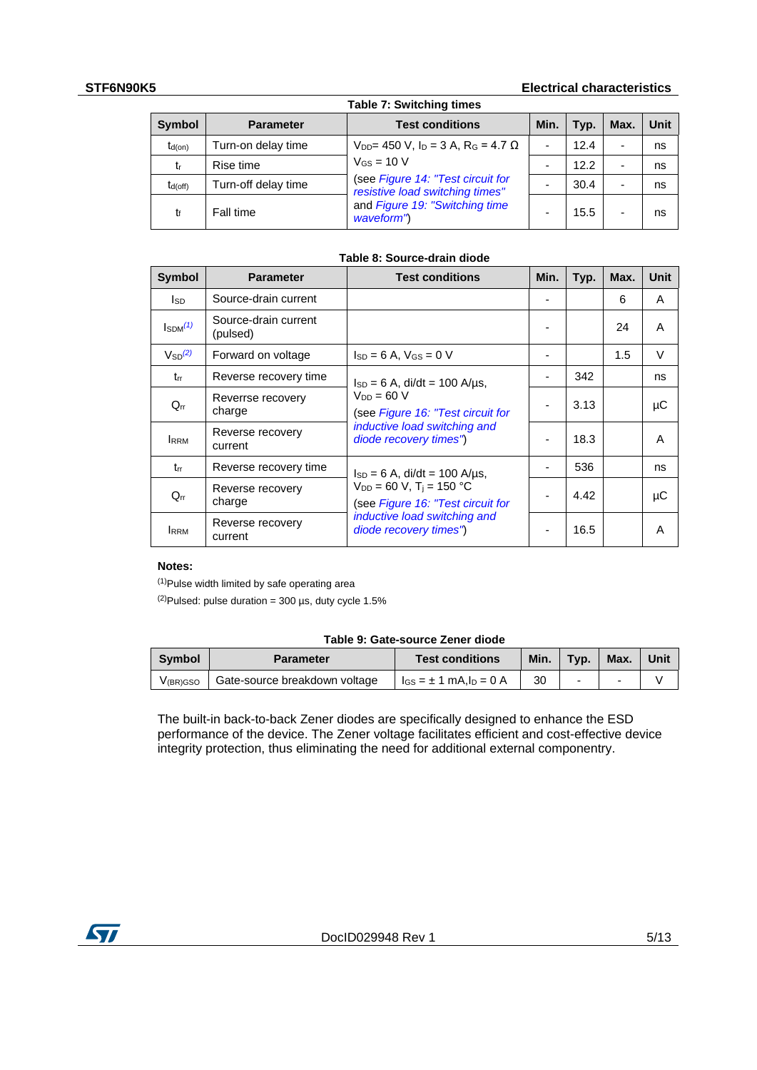**Table 7: Switching times**

| Symbol | Parameter | Test conditions | Min. | Typ. | Max. | Unit |
|---|---|---|---|---|---|---|
| $t_{d(on)}$ | Turn-on delay time | $V_{DD}$= 450 V, $I_D$ = 3 A, $R_G$ = 4.7 Ω $V_{GS}$ = 10 V (see *Figure 14: "Test circuit for resistive load switching times"* and *Figure 19: "Switching time waveform"*) | - | 12.4 | - | ns |
| $t_r$ | Rise time | | - | 12.2 | - | ns |
| $t_{d(off)}$ | Turn-off delay time | | - | 30.4 | - | ns |
| $t_f$ | Fall time | | - | 15.5 | - | ns |

**Table 8: Source-drain diode**

| Symbol | Parameter | Test conditions | Min. | Typ. | Max. | Unit |
|---|---|---|---|---|---|---|
| $I_{SD}$ | Source-drain current | | - | | 6 | A |
| $I_{SDM}$[(1)] | Source-drain current (pulsed) | | - | | 24 | A |
| $V_{SD}$[(2)] | Forward on voltage | $I_{SD}$ = 6 A, $V_{GS}$ = 0 V | - | | 1.5 | V |
| $t_{rr}$ | Reverse recovery time | $I_{SD}$ = 6 A, di/dt = 100 A/µs, $V_{DD}$ = 60 V (see *Figure 16: "Test circuit for inductive load switching and diode recovery times"*) | - | 342 | | ns |
| $Q_{rr}$ | Reverrse recovery charge | | - | 3.13 | | µC |
| $I_{RRM}$ | Reverse recovery current | | - | 18.3 | | A |
| $t_{rr}$ | Reverse recovery time | $I_{SD}$ = 6 A, di/dt = 100 A/µs, $V_{DD}$ = 60 V, $T_j$ = 150 °C (see *Figure 16: "Test circuit for inductive load switching and diode recovery times"*) | - | 536 | | ns |
| $Q_{rr}$ | Reverse recovery charge | | - | 4.42 | | µC |
| $I_{RRM}$ | Reverse recovery current | | - | 16.5 | | A |

**Notes:**

(1)Pulse width limited by safe operating area

(2)Pulsed: pulse duration = 300 µs, duty cycle 1.5%

**Table 9: Gate-source Zener diode**

| Symbol | Parameter | Test conditions | Min. | Typ. | Max. | Unit |
|---|---|---|---|---|---|---|
| $V_{(BR)GSO}$ | Gate-source breakdown voltage | $I_{GS}$ = ± 1 mA, $I_D$ = 0 A | 30 | - | - | V |

The built-in back-to-back Zener diodes are specifically designed to enhance the ESD performance of the device. The Zener voltage facilitates efficient and cost-effective device integrity protection, thus eliminating the need for additional external componentry.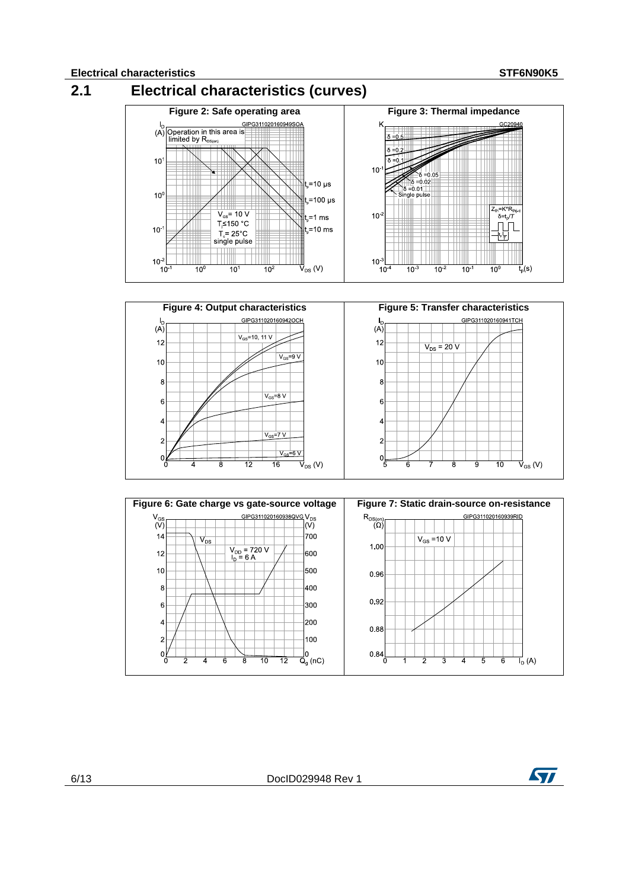## 2.1 Electrical characteristics (curves)

Figure 2: Safe operating area

Figure 3: Thermal impedance

Figure 4: Output characteristics

Figure 5: Transfer characteristics

Figure 6: Gate charge vs gate-source voltage

Figure 7: Static drain-source on-resistance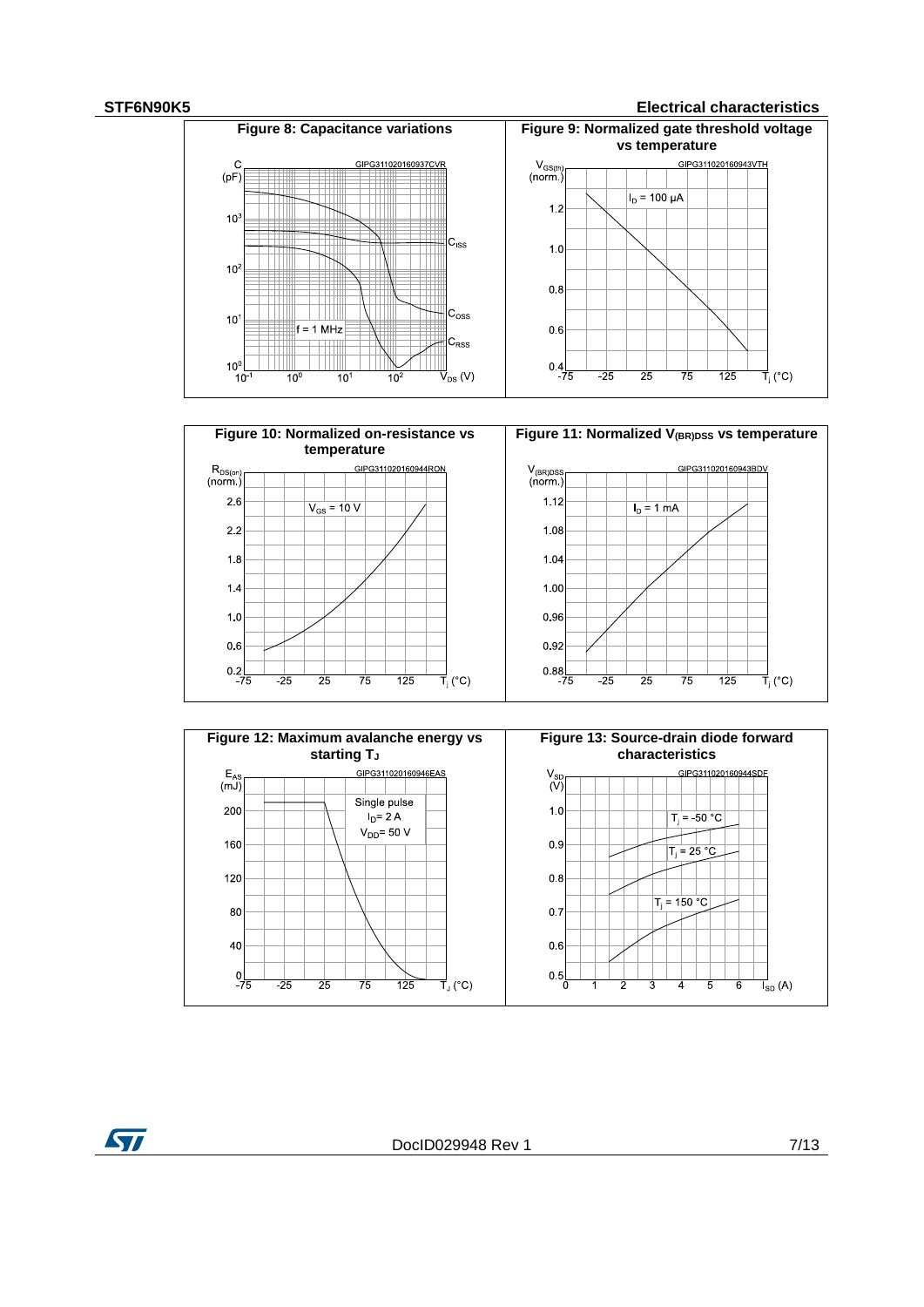Figure 8: Capacitance variations

Figure 9: Normalized gate threshold voltage vs temperature

Figure 10: Normalized on-resistance vs temperature

Figure 11: Normalized $V_{(BR)DSS}$ vs temperature

Figure 12: Maximum avalanche energy vs starting $T_J$

Figure 13: Source-drain diode forward characteristics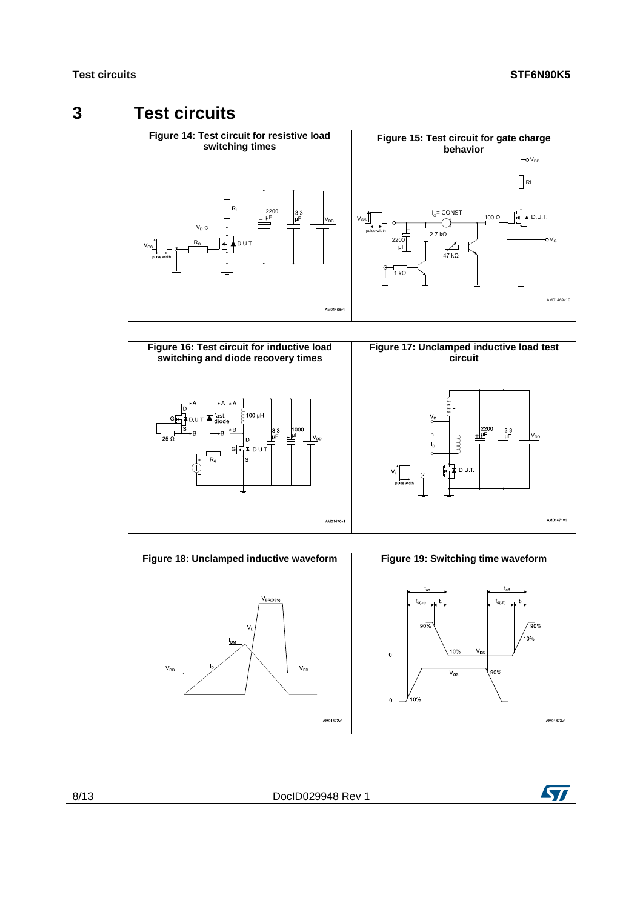# 3 Test circuits

**Figure 14: Test circuit for resistive load switching times**

**Figure 15: Test circuit for gate charge behavior**

**Figure 16: Test circuit for inductive load switching and diode recovery times**

**Figure 17: Unclamped inductive load test circuit**

**Figure 18: Unclamped inductive waveform**

**Figure 19: Switching time waveform**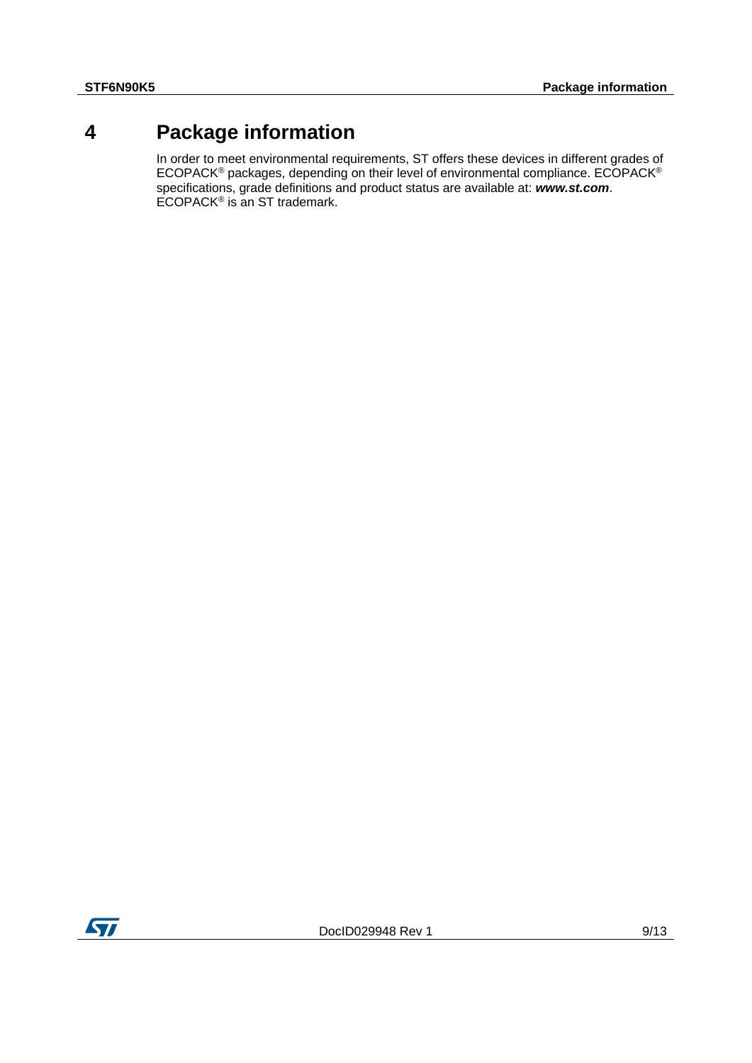# 4 Package information

In order to meet environmental requirements, ST offers these devices in different grades of ECOPACK® packages, depending on their level of environmental compliance. ECOPACK® specifications, grade definitions and product status are available at: ***www.st.com***. ECOPACK® is an ST trademark.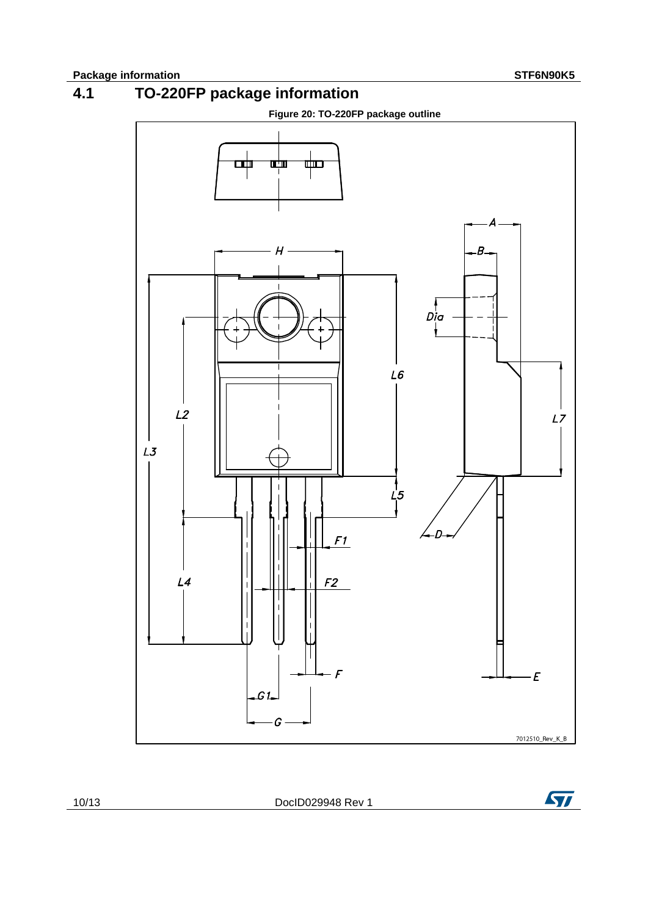## 4.1 TO-220FP package information

Figure 20: TO-220FP package outline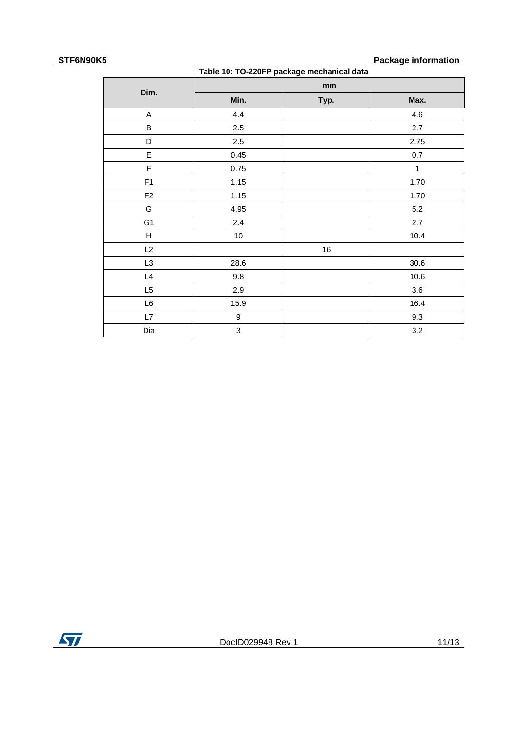Table 10: TO-220FP package mechanical data

| Dim. | mm | | |
|---|---|---|---|
| | Min. | Typ. | Max. |
| A | 4.4 | | 4.6 |
| B | 2.5 | | 2.7 |
| D | 2.5 | | 2.75 |
| E | 0.45 | | 0.7 |
| F | 0.75 | | 1 |
| F1 | 1.15 | | 1.70 |
| F2 | 1.15 | | 1.70 |
| G | 4.95 | | 5.2 |
| G1 | 2.4 | | 2.7 |
| H | 10 | | 10.4 |
| L2 | | 16 | |
| L3 | 28.6 | | 30.6 |
| L4 | 9.8 | | 10.6 |
| L5 | 2.9 | | 3.6 |
| L6 | 15.9 | | 16.4 |
| L7 | 9 | | 9.3 |
| Dia | 3 | | 3.2 |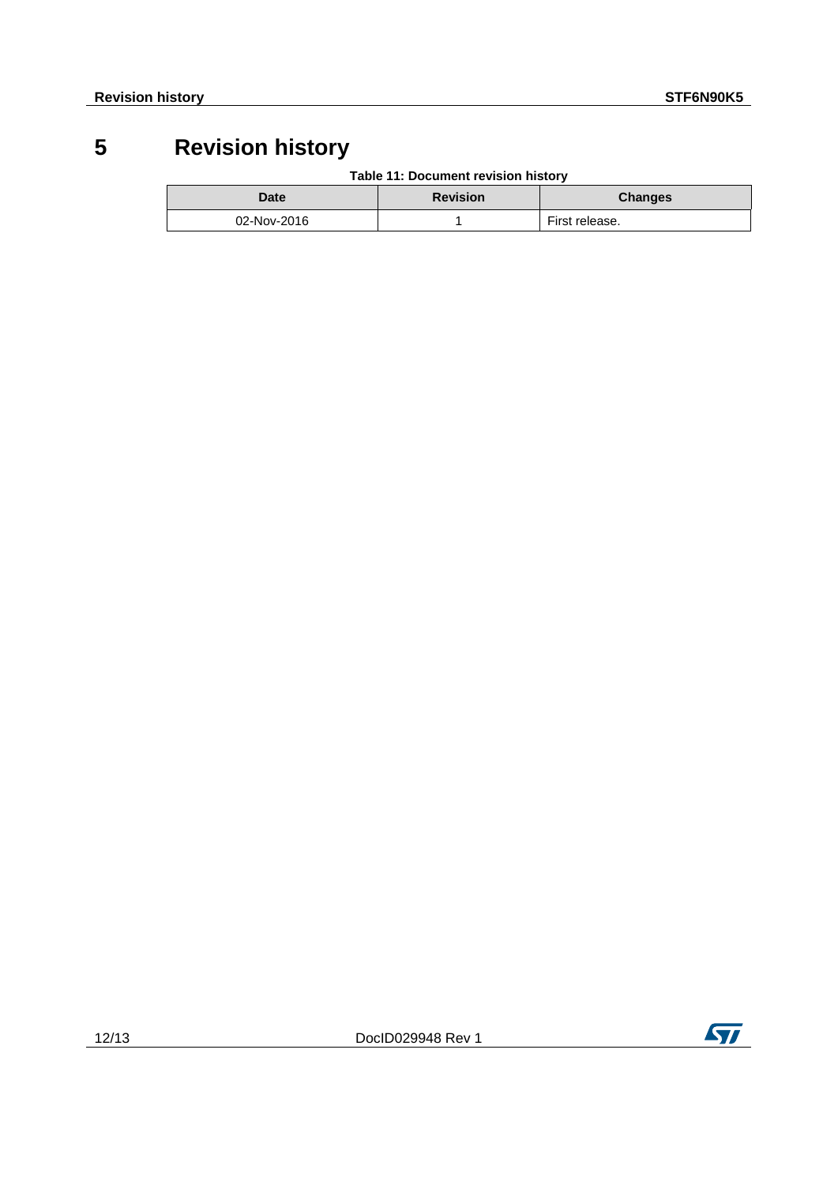# 5 Revision history

Table 11: Document revision history

| Date | Revision | Changes |
|---|---|---|
| 02-Nov-2016 | 1 | First release. |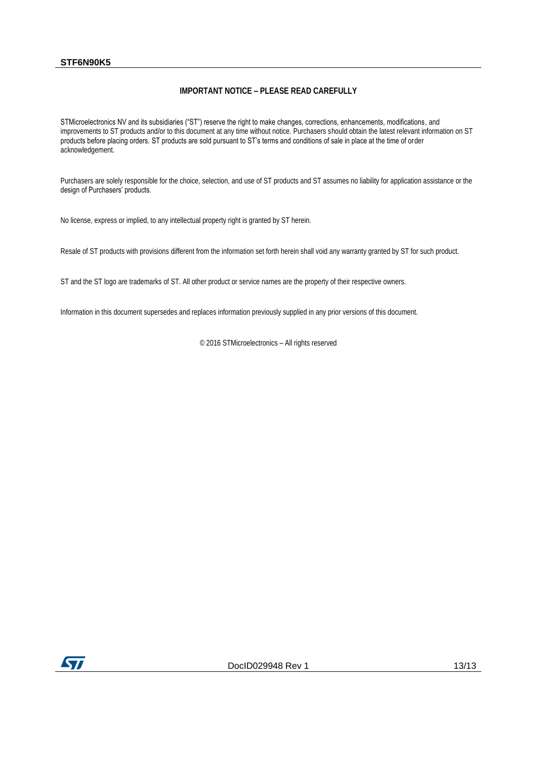## IMPORTANT NOTICE – PLEASE READ CAREFULLY

STMicroelectronics NV and its subsidiaries ("ST") reserve the right to make changes, corrections, enhancements, modifications, and improvements to ST products and/or to this document at any time without notice. Purchasers should obtain the latest relevant information on ST products before placing orders. ST products are sold pursuant to ST's terms and conditions of sale in place at the time of order acknowledgement.

Purchasers are solely responsible for the choice, selection, and use of ST products and ST assumes no liability for application assistance or the design of Purchasers' products.

No license, express or implied, to any intellectual property right is granted by ST herein.

Resale of ST products with provisions different from the information set forth herein shall void any warranty granted by ST for such product.

ST and the ST logo are trademarks of ST. All other product or service names are the property of their respective owners.

Information in this document supersedes and replaces information previously supplied in any prior versions of this document.

© 2016 STMicroelectronics – All rights reserved